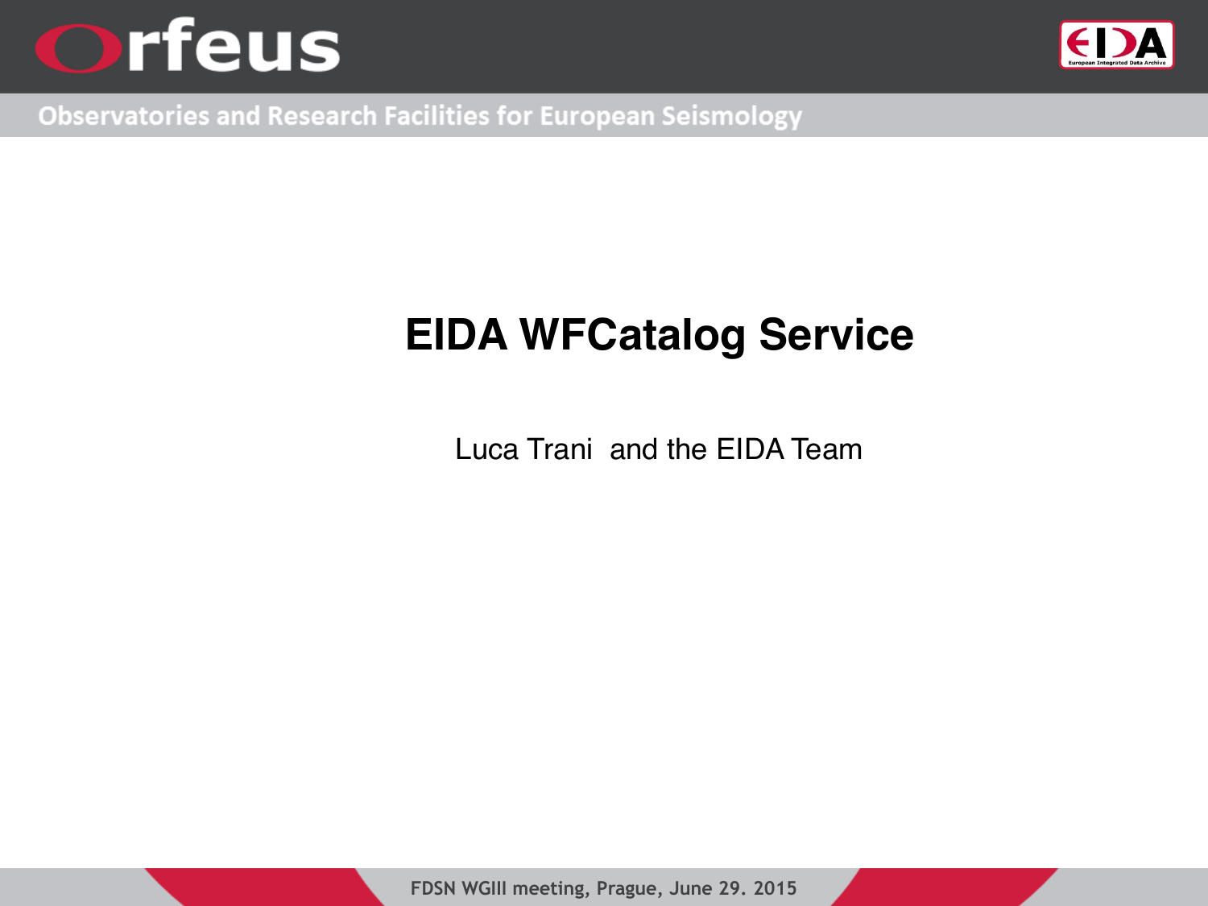# EIDA WFCatalog Service

Luca Trani and the EIDA Team

FDSN WGIII meeting, Prague, June 29. 2015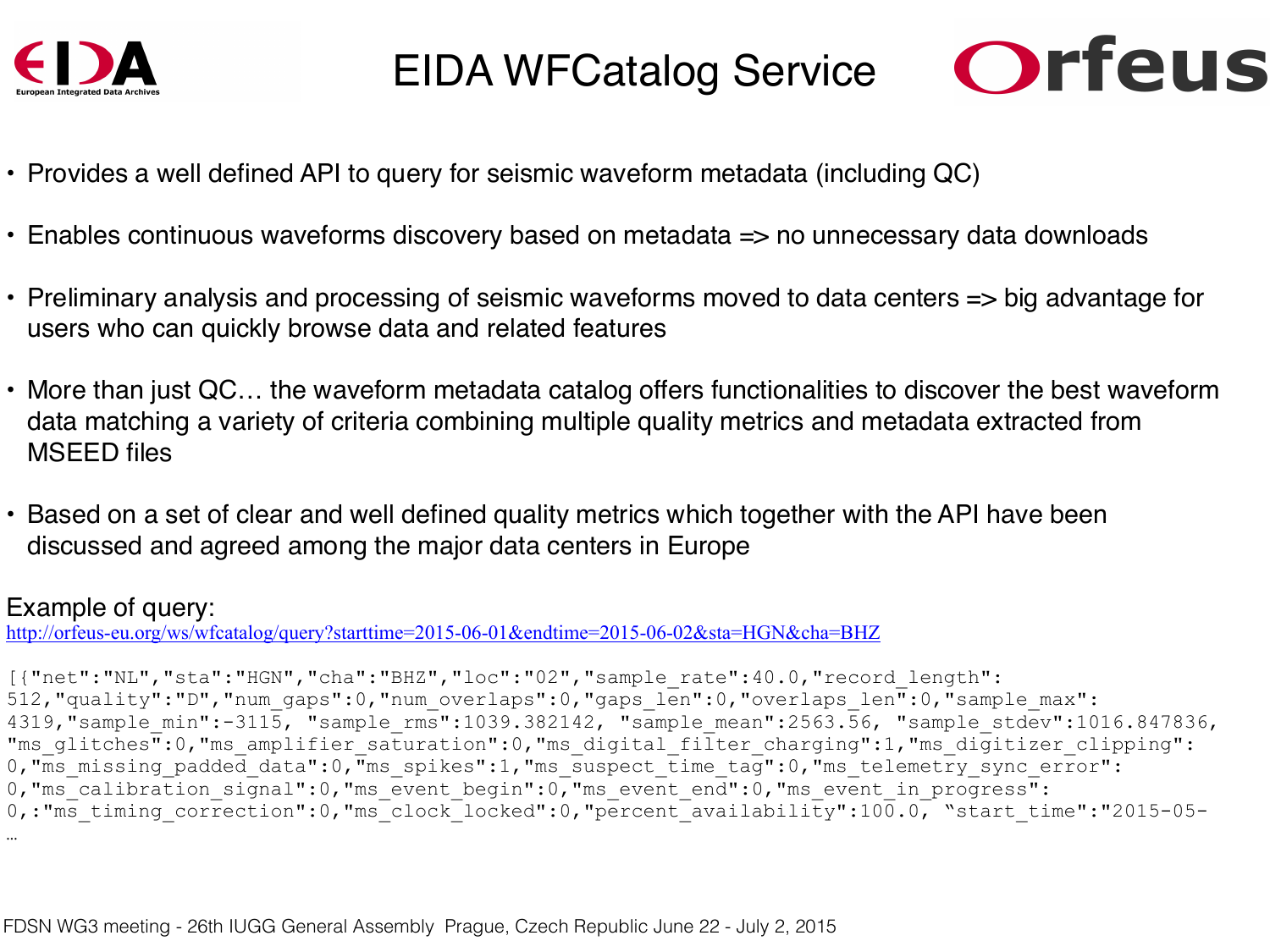# EIDA WFCatalog Service

- Provides a well defined API to query for seismic waveform metadata (including QC)
- Enables continuous waveforms discovery based on metadata => no unnecessary data downloads
- Preliminary analysis and processing of seismic waveforms moved to data centers => big advantage for users who can quickly browse data and related features
- More than just QC… the waveform metadata catalog offers functionalities to discover the best waveform data matching a variety of criteria combining multiple quality metrics and metadata extracted from MSEED files
- Based on a set of clear and well defined quality metrics which together with the API have been discussed and agreed among the major data centers in Europe

Example of query:
http://orfeus-eu.org/ws/wfcatalog/query?starttime=2015-06-01&endtime=2015-06-02&sta=HGN&cha=BHZ

```
[{"net":"NL","sta":"HGN","cha":"BHZ","loc":"02","sample_rate":40.0,"record_length":
512,"quality":"D","num_gaps":0,"num_overlaps":0,"gaps_len":0,"overlaps_len":0,"sample_max":
4319,"sample_min":-3115, "sample_rms":1039.382142, "sample_mean":2563.56, "sample_stdev":1016.847836,
"ms_glitches":0,"ms_amplifier_saturation":0,"ms_digital_filter_charging":1,"ms_digitizer_clipping":
0,"ms_missing_padded_data":0,"ms_spikes":1,"ms_suspect_time_tag":0,"ms_telemetry_sync_error":
0,"ms_calibration_signal":0,"ms_event_begin":0,"ms_event_end":0,"ms_event_in_progress":
0,:"ms_timing_correction":0,"ms_clock_locked":0,"percent_availability":100.0, "start_time":"2015-05-
…
```

FDSN WG3 meeting - 26th IUGG General Assembly Prague, Czech Republic June 22 - July 2, 2015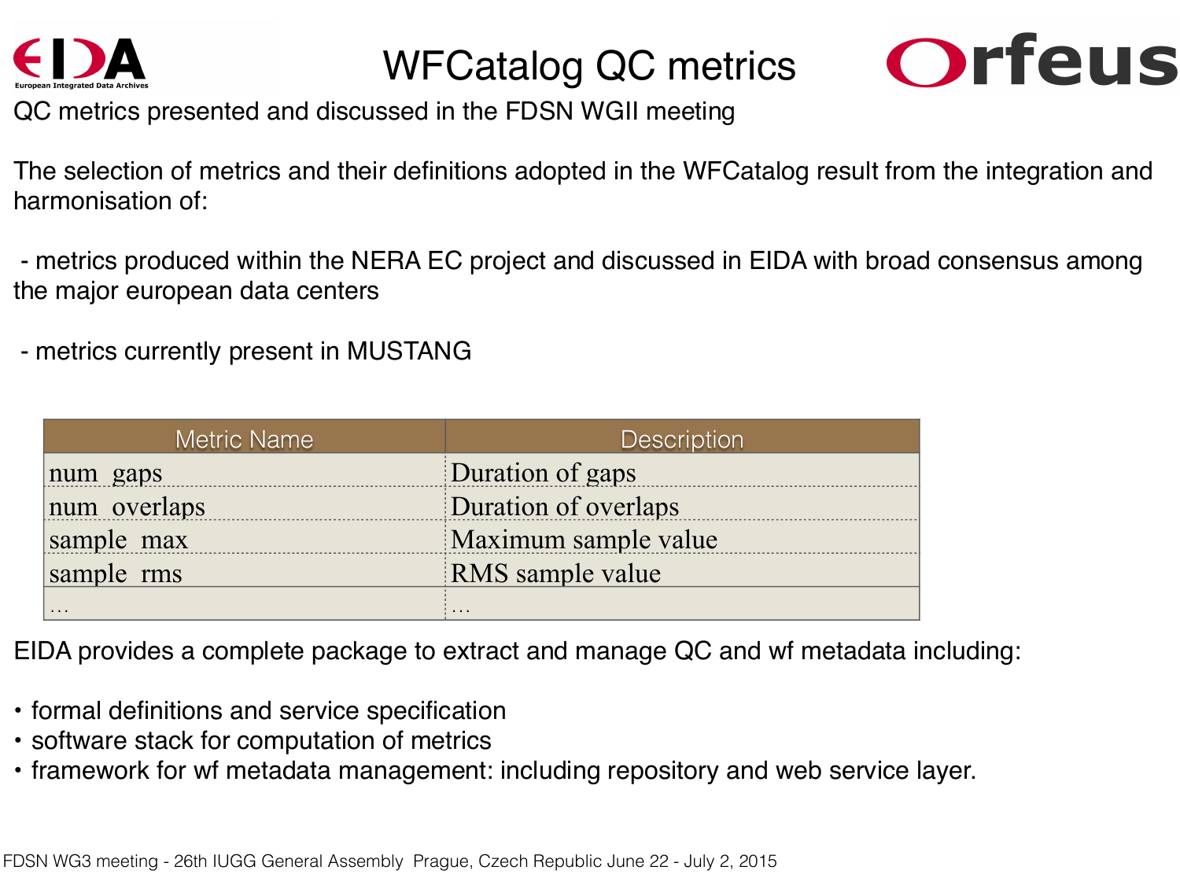# WFCatalog QC metrics

QC metrics presented and discussed in the FDSN WGII meeting

The selection of metrics and their definitions adopted in the WFCatalog result from the integration and harmonisation of:

- metrics produced within the NERA EC project and discussed in EIDA with broad consensus among the major european data centers
- metrics currently present in MUSTANG

| Metric Name | Description |
|---|---|
| num_gaps | Duration of gaps |
| num_overlaps | Duration of overlaps |
| sample_max | Maximum sample value |
| sample_rms | RMS sample value |
| … | … |

EIDA provides a complete package to extract and manage QC and wf metadata including:

- formal definitions and service specification
- software stack for computation of metrics
- framework for wf metadata management: including repository and web service layer.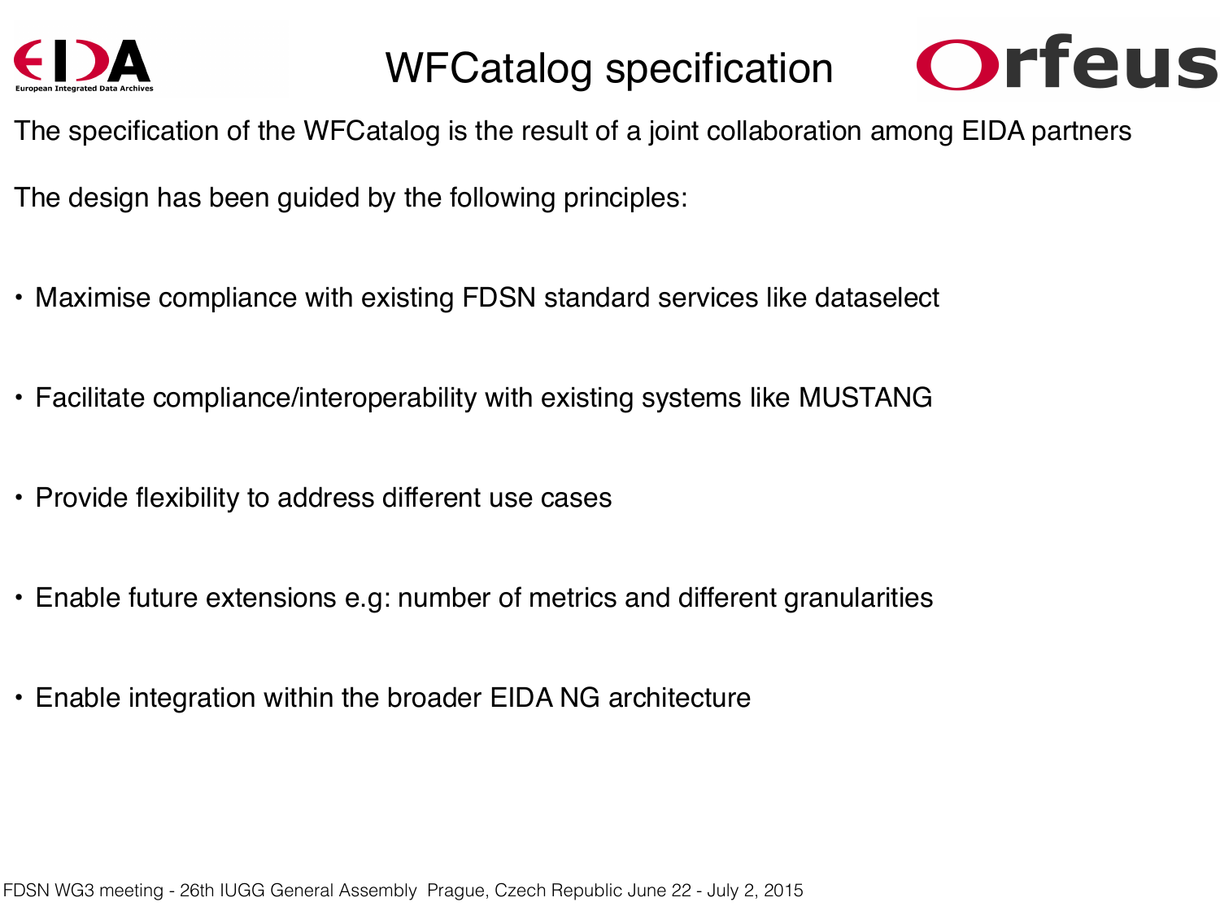# WFCatalog specification

The specification of the WFCatalog is the result of a joint collaboration among EIDA partners

The design has been guided by the following principles:

- Maximise compliance with existing FDSN standard services like dataselect
- Facilitate compliance/interoperability with existing systems like MUSTANG
- Provide flexibility to address different use cases
- Enable future extensions e.g: number of metrics and different granularities
- Enable integration within the broader EIDA NG architecture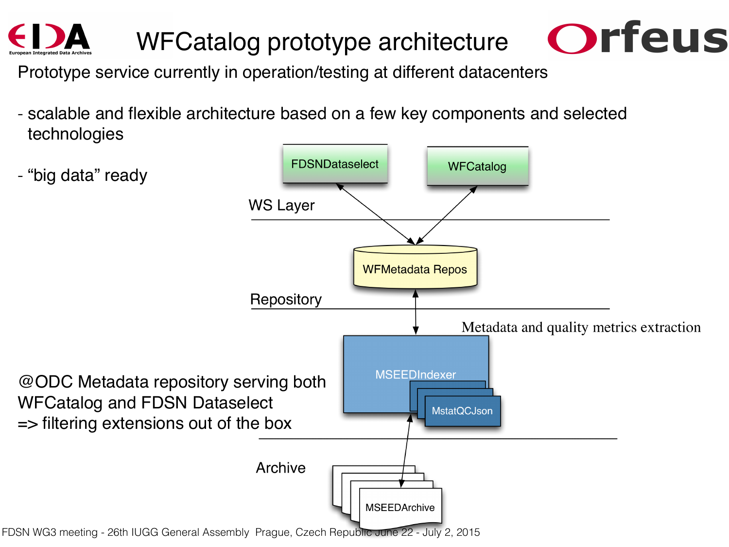# WFCatalog prototype architecture

Prototype service currently in operation/testing at different datacenters

- scalable and flexible architecture based on a few key components and selected technologies
- "big data" ready

FDSNDataselect

WFCatalog

WS Layer

WFMetadata Repos

Repository

Metadata and quality metrics extraction

MSEEDIndexer

MstatQCJson

Archive

MSEEDArchive

@ODC Metadata repository serving both WFCatalog and FDSN Dataselect
=> filtering extensions out of the box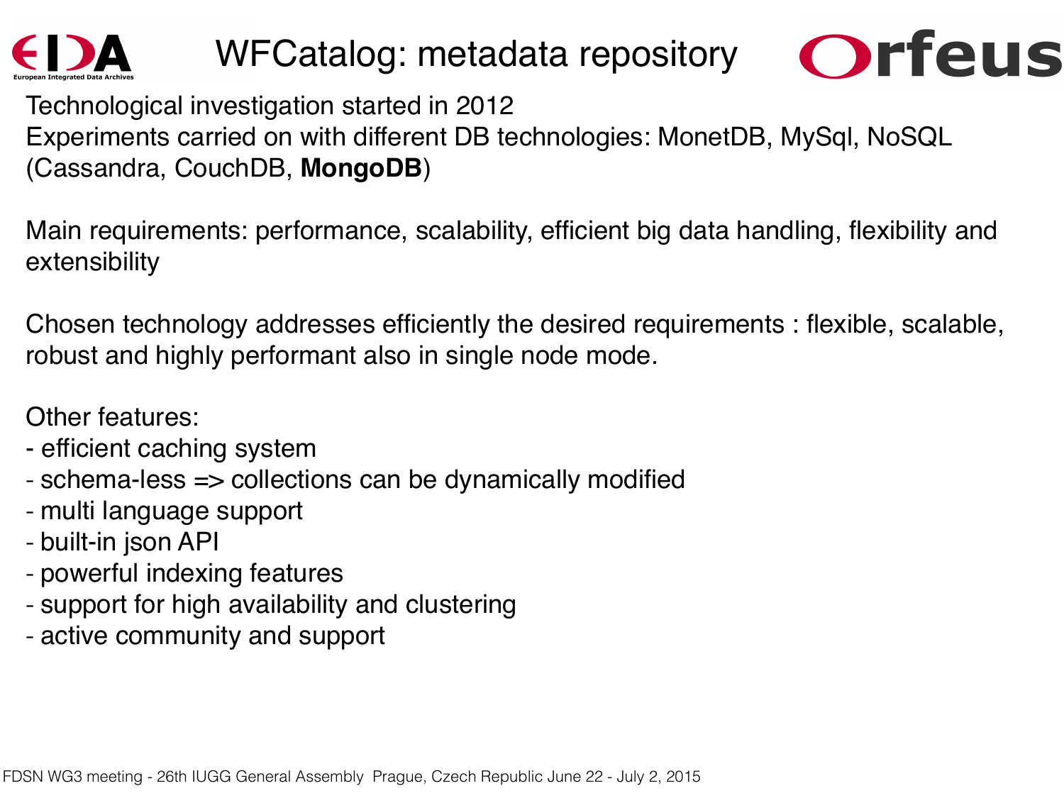# WFCatalog: metadata repository

Technological investigation started in 2012
Experiments carried on with different DB technologies: MonetDB, MySql, NoSQL (Cassandra, CouchDB, **MongoDB**)

Main requirements: performance, scalability, efficient big data handling, flexibility and extensibility

Chosen technology addresses efficiently the desired requirements : flexible, scalable, robust and highly performant also in single node mode.

Other features:
- efficient caching system
- schema-less => collections can be dynamically modified
- multi language support
- built-in json API
- powerful indexing features
- support for high availability and clustering
- active community and support